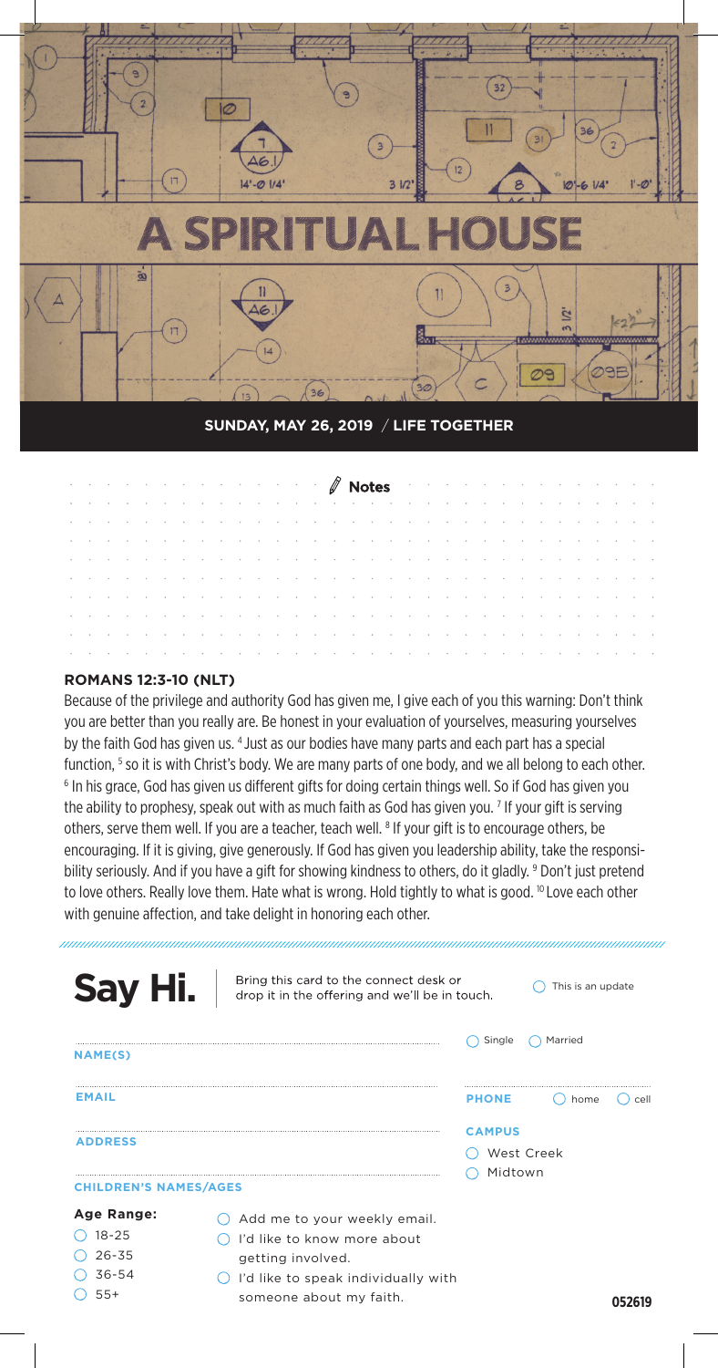# A SPIRITUAL HOUSE

**SUNDAY, MAY 26, 2019 / LIFE TOGETHER**

**Notes**

**ROMANS 12:3-10 (NLT)**

Because of the privilege and authority God has given me, I give each of you this warning: Don't think you are better than you really are. Be honest in your evaluation of yourselves, measuring yourselves by the faith God has given us. [4] Just as our bodies have many parts and each part has a special function, [5] so it is with Christ's body. We are many parts of one body, and we all belong to each other. [6] In his grace, God has given us different gifts for doing certain things well. So if God has given you the ability to prophesy, speak out with as much faith as God has given you. [7] If your gift is serving others, serve them well. If you are a teacher, teach well. [8] If your gift is to encourage others, be encouraging. If it is giving, give generously. If God has given you leadership ability, take the responsibility seriously. And if you have a gift for showing kindness to others, do it gladly. [9] Don't just pretend to love others. Really love them. Hate what is wrong. Hold tightly to what is good. [10] Love each other with genuine affection, and take delight in honoring each other.

---

## Say Hi.

Bring this card to the connect desk or drop it in the offering and we'll be in touch.

◯ This is an update

**NAME(S)**

◯ Single ◯ Married

**EMAIL**

**PHONE** ◯ home ◯ cell

**ADDRESS**

**CAMPUS**
- ◯ West Creek
- ◯ Midtown

**CHILDREN'S NAMES/AGES**

**Age Range:**
- ◯ 18-25
- ◯ 26-35
- ◯ 36-54
- ◯ 55+

- ◯ Add me to your weekly email.
- ◯ I'd like to know more about getting involved.
- ◯ I'd like to speak individually with someone about my faith.

052619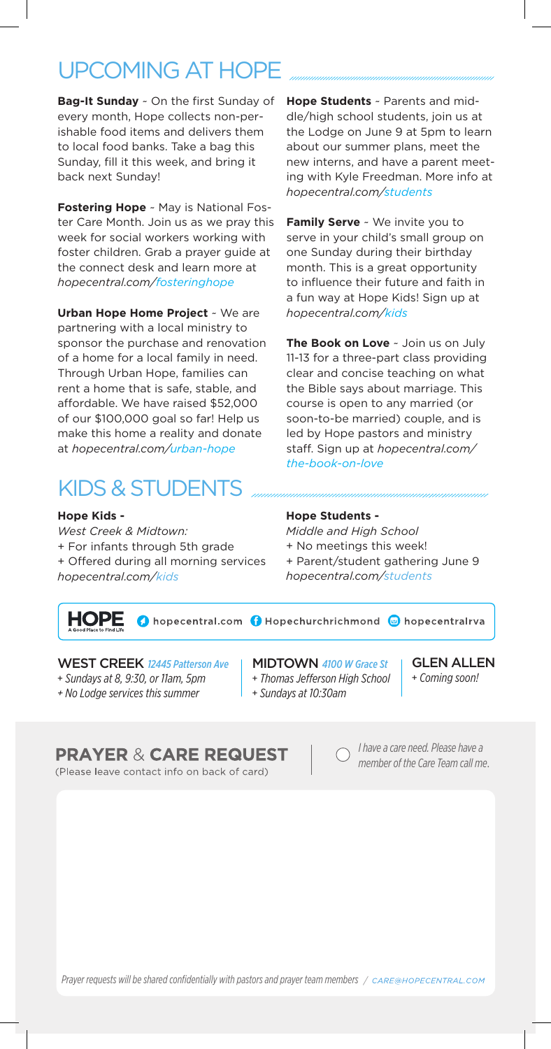# UPCOMING AT HOPE

**Bag-It Sunday** ~ On the first Sunday of every month, Hope collects non-perishable food items and delivers them to local food banks. Take a bag this Sunday, fill it this week, and bring it back next Sunday!

**Fostering Hope** ~ May is National Foster Care Month. Join us as we pray this week for social workers working with foster children. Grab a prayer guide at the connect desk and learn more at *hopecentral.com/fosteringhope*

**Urban Hope Home Project** ~ We are partnering with a local ministry to sponsor the purchase and renovation of a home for a local family in need. Through Urban Hope, families can rent a home that is safe, stable, and affordable. We have raised $52,000 of our $100,000 goal so far! Help us make this home a reality and donate at *hopecentral.com/urban-hope*

**Hope Students** ~ Parents and middle/high school students, join us at the Lodge on June 9 at 5pm to learn about our summer plans, meet the new interns, and have a parent meeting with Kyle Freedman. More info at *hopecentral.com/students*

**Family Serve** ~ We invite you to serve in your child's small group on one Sunday during their birthday month. This is a great opportunity to influence their future and faith in a fun way at Hope Kids! Sign up at *hopecentral.com/kids*

**The Book on Love** ~ Join us on July 11-13 for a three-part class providing clear and concise teaching on what the Bible says about marriage. This course is open to any married (or soon-to-be married) couple, and is led by Hope pastors and ministry staff. Sign up at *hopecentral.com/the-book-on-love*

# KIDS & STUDENTS

**Hope Kids -**
*West Creek & Midtown:*
+ For infants through 5th grade
+ Offered during all morning services
*hopecentral.com/kids*

**Hope Students -**
*Middle and High School*
+ No meetings this week!
+ Parent/student gathering June 9
*hopecentral.com/students*

**HOPE** A Good Place to Find Life — hopecentral.com | Hopechurchrichmond | hopecentralrva

**WEST CREEK** *12445 Patterson Ave*
*+ Sundays at 8, 9:30, or 11am, 5pm*
*+ No Lodge services this summer*

**MIDTOWN** *4100 W Grace St*
*+ Thomas Jefferson High School*
*+ Sundays at 10:30am*

**GLEN ALLEN**
*+ Coming soon!*

## PRAYER & CARE REQUEST

(Please leave contact info on back of card)

○ *I have a care need. Please have a member of the Care Team call me.*

*Prayer requests will be shared confidentially with pastors and prayer team members* / CARE@HOPECENTRAL.COM